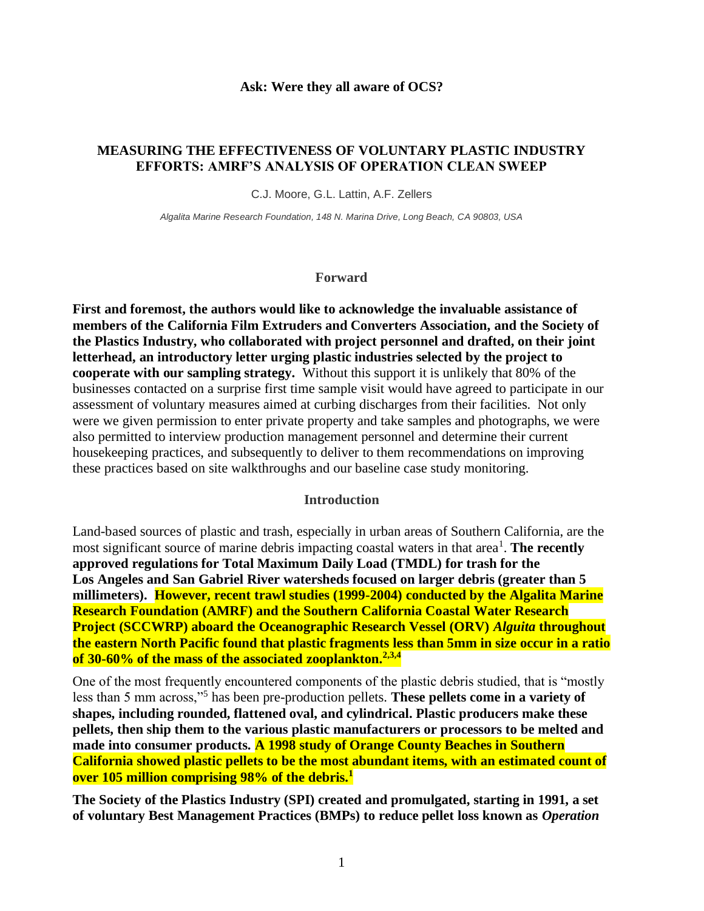**Ask: Were they all aware of OCS?**

# MEASURING THE EFFECTIVENESS OF VOLUNTARY PLASTIC INDUSTRY EFFORTS: AMRF'S ANALYSIS OF OPERATION CLEAN SWEEP

C.J. Moore, G.L. Lattin, A.F. Zellers

*Algalita Marine Research Foundation, 148 N. Marina Drive, Long Beach, CA 90803, USA*

## Forward

**First and foremost, the authors would like to acknowledge the invaluable assistance of members of the California Film Extruders and Converters Association, and the Society of the Plastics Industry, who collaborated with project personnel and drafted, on their joint letterhead, an introductory letter urging plastic industries selected by the project to cooperate with our sampling strategy.** Without this support it is unlikely that 80% of the businesses contacted on a surprise first time sample visit would have agreed to participate in our assessment of voluntary measures aimed at curbing discharges from their facilities. Not only were we given permission to enter private property and take samples and photographs, we were also permitted to interview production management personnel and determine their current housekeeping practices, and subsequently to deliver to them recommendations on improving these practices based on site walkthroughs and our baseline case study monitoring.

## Introduction

Land-based sources of plastic and trash, especially in urban areas of Southern California, are the most significant source of marine debris impacting coastal waters in that area[1]. **The recently approved regulations for Total Maximum Daily Load (TMDL) for trash for the Los Angeles and San Gabriel River watersheds focused on larger debris (greater than 5 millimeters). However, recent trawl studies (1999-2004) conducted by the Algalita Marine Research Foundation (AMRF) and the Southern California Coastal Water Research Project (SCCWRP) aboard the Oceanographic Research Vessel (ORV) *Alguita* throughout the eastern North Pacific found that plastic fragments less than 5mm in size occur in a ratio of 30-60% of the mass of the associated zooplankton.[2,3,4]**

One of the most frequently encountered components of the plastic debris studied, that is "mostly less than 5 mm across,"[5] has been pre-production pellets. **These pellets come in a variety of shapes, including rounded, flattened oval, and cylindrical. Plastic producers make these pellets, then ship them to the various plastic manufacturers or processors to be melted and made into consumer products. A 1998 study of Orange County Beaches in Southern California showed plastic pellets to be the most abundant items, with an estimated count of over 105 million comprising 98% of the debris.[1]**

**The Society of the Plastics Industry (SPI) created and promulgated, starting in 1991, a set of voluntary Best Management Practices (BMPs) to reduce pellet loss known as *Operation***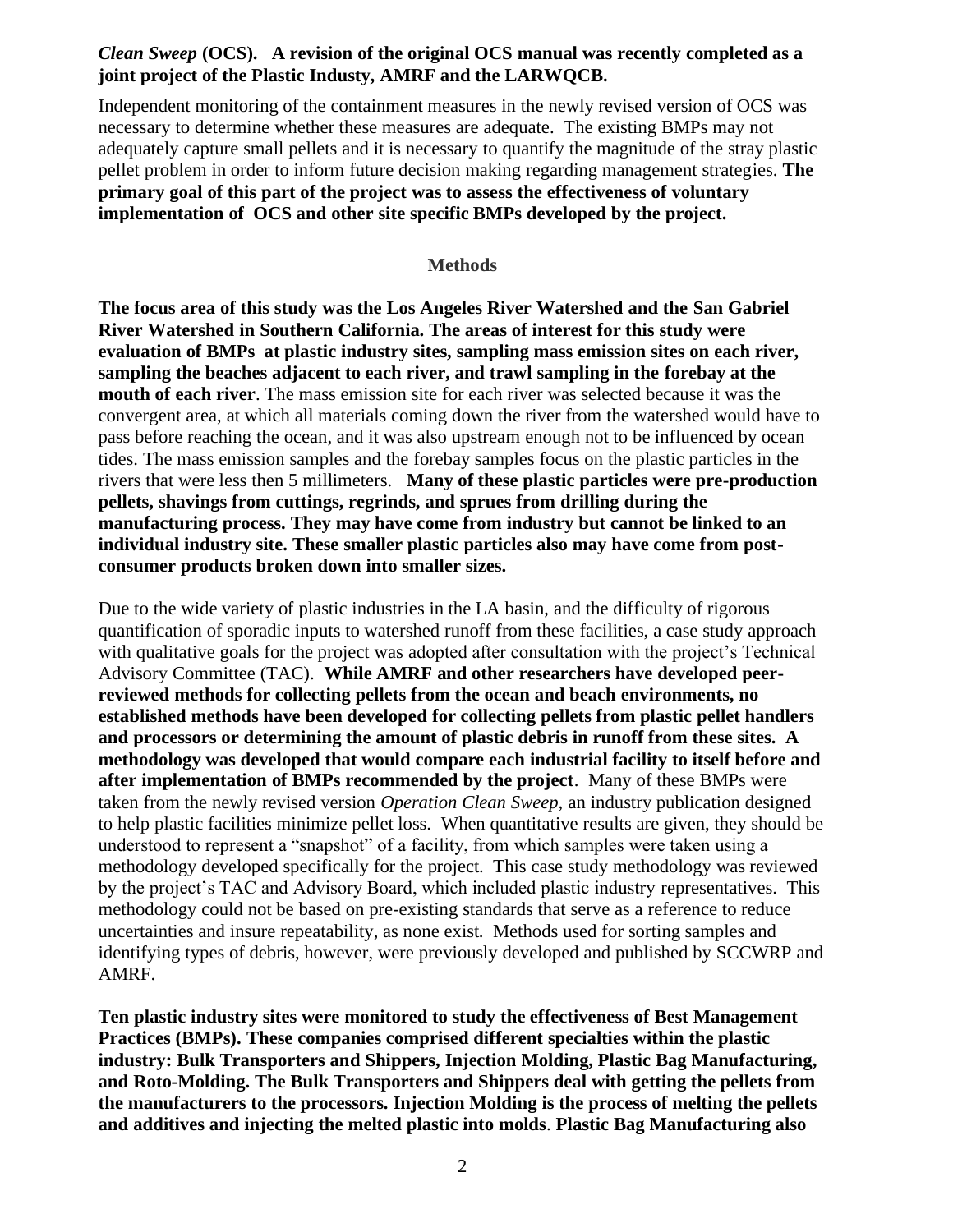***Clean Sweep* (OCS). A revision of the original OCS manual was recently completed as a joint project of the Plastic Industy, AMRF and the LARWQCB.**

Independent monitoring of the containment measures in the newly revised version of OCS was necessary to determine whether these measures are adequate. The existing BMPs may not adequately capture small pellets and it is necessary to quantify the magnitude of the stray plastic pellet problem in order to inform future decision making regarding management strategies. **The primary goal of this part of the project was to assess the effectiveness of voluntary implementation of OCS and other site specific BMPs developed by the project.**

## Methods

**The focus area of this study was the Los Angeles River Watershed and the San Gabriel River Watershed in Southern California. The areas of interest for this study were evaluation of BMPs at plastic industry sites, sampling mass emission sites on each river, sampling the beaches adjacent to each river, and trawl sampling in the forebay at the mouth of each river**. The mass emission site for each river was selected because it was the convergent area, at which all materials coming down the river from the watershed would have to pass before reaching the ocean, and it was also upstream enough not to be influenced by ocean tides. The mass emission samples and the forebay samples focus on the plastic particles in the rivers that were less then 5 millimeters. **Many of these plastic particles were pre-production pellets, shavings from cuttings, regrinds, and sprues from drilling during the manufacturing process. They may have come from industry but cannot be linked to an individual industry site. These smaller plastic particles also may have come from post-consumer products broken down into smaller sizes.**

Due to the wide variety of plastic industries in the LA basin, and the difficulty of rigorous quantification of sporadic inputs to watershed runoff from these facilities, a case study approach with qualitative goals for the project was adopted after consultation with the project's Technical Advisory Committee (TAC). **While AMRF and other researchers have developed peer-reviewed methods for collecting pellets from the ocean and beach environments, no established methods have been developed for collecting pellets from plastic pellet handlers and processors or determining the amount of plastic debris in runoff from these sites. A methodology was developed that would compare each industrial facility to itself before and after implementation of BMPs recommended by the project**. Many of these BMPs were taken from the newly revised version *Operation Clean Sweep*, an industry publication designed to help plastic facilities minimize pellet loss. When quantitative results are given, they should be understood to represent a "snapshot" of a facility, from which samples were taken using a methodology developed specifically for the project. This case study methodology was reviewed by the project's TAC and Advisory Board, which included plastic industry representatives. This methodology could not be based on pre-existing standards that serve as a reference to reduce uncertainties and insure repeatability, as none exist. Methods used for sorting samples and identifying types of debris, however, were previously developed and published by SCCWRP and AMRF.

**Ten plastic industry sites were monitored to study the effectiveness of Best Management Practices (BMPs). These companies comprised different specialties within the plastic industry: Bulk Transporters and Shippers, Injection Molding, Plastic Bag Manufacturing, and Roto-Molding. The Bulk Transporters and Shippers deal with getting the pellets from the manufacturers to the processors. Injection Molding is the process of melting the pellets and additives and injecting the melted plastic into molds**. **Plastic Bag Manufacturing also**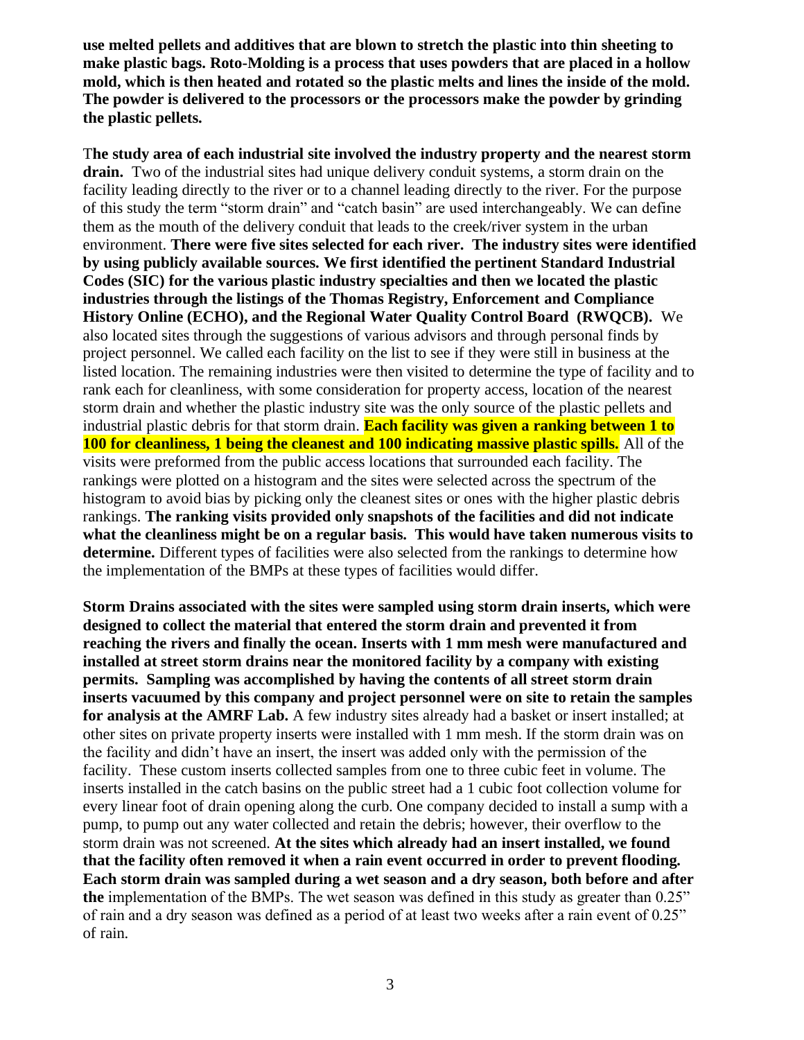**use melted pellets and additives that are blown to stretch the plastic into thin sheeting to make plastic bags. Roto-Molding is a process that uses powders that are placed in a hollow mold, which is then heated and rotated so the plastic melts and lines the inside of the mold. The powder is delivered to the processors or the processors make the powder by grinding the plastic pellets.**

T**he study area of each industrial site involved the industry property and the nearest storm drain.** Two of the industrial sites had unique delivery conduit systems, a storm drain on the facility leading directly to the river or to a channel leading directly to the river. For the purpose of this study the term "storm drain" and "catch basin" are used interchangeably. We can define them as the mouth of the delivery conduit that leads to the creek/river system in the urban environment. **There were five sites selected for each river. The industry sites were identified by using publicly available sources. We first identified the pertinent Standard Industrial Codes (SIC) for the various plastic industry specialties and then we located the plastic industries through the listings of the Thomas Registry, Enforcement and Compliance History Online (ECHO), and the Regional Water Quality Control Board (RWQCB).** We also located sites through the suggestions of various advisors and through personal finds by project personnel. We called each facility on the list to see if they were still in business at the listed location. The remaining industries were then visited to determine the type of facility and to rank each for cleanliness, with some consideration for property access, location of the nearest storm drain and whether the plastic industry site was the only source of the plastic pellets and industrial plastic debris for that storm drain. **Each facility was given a ranking between 1 to 100 for cleanliness, 1 being the cleanest and 100 indicating massive plastic spills.** All of the visits were preformed from the public access locations that surrounded each facility. The rankings were plotted on a histogram and the sites were selected across the spectrum of the histogram to avoid bias by picking only the cleanest sites or ones with the higher plastic debris rankings. **The ranking visits provided only snapshots of the facilities and did not indicate what the cleanliness might be on a regular basis. This would have taken numerous visits to determine.** Different types of facilities were also selected from the rankings to determine how the implementation of the BMPs at these types of facilities would differ.

**Storm Drains associated with the sites were sampled using storm drain inserts, which were designed to collect the material that entered the storm drain and prevented it from reaching the rivers and finally the ocean. Inserts with 1 mm mesh were manufactured and installed at street storm drains near the monitored facility by a company with existing permits. Sampling was accomplished by having the contents of all street storm drain inserts vacuumed by this company and project personnel were on site to retain the samples for analysis at the AMRF Lab.** A few industry sites already had a basket or insert installed; at other sites on private property inserts were installed with 1 mm mesh. If the storm drain was on the facility and didn't have an insert, the insert was added only with the permission of the facility. These custom inserts collected samples from one to three cubic feet in volume. The inserts installed in the catch basins on the public street had a 1 cubic foot collection volume for every linear foot of drain opening along the curb. One company decided to install a sump with a pump, to pump out any water collected and retain the debris; however, their overflow to the storm drain was not screened. **At the sites which already had an insert installed, we found that the facility often removed it when a rain event occurred in order to prevent flooding. Each storm drain was sampled during a wet season and a dry season, both before and after the** implementation of the BMPs. The wet season was defined in this study as greater than 0.25" of rain and a dry season was defined as a period of at least two weeks after a rain event of 0.25" of rain.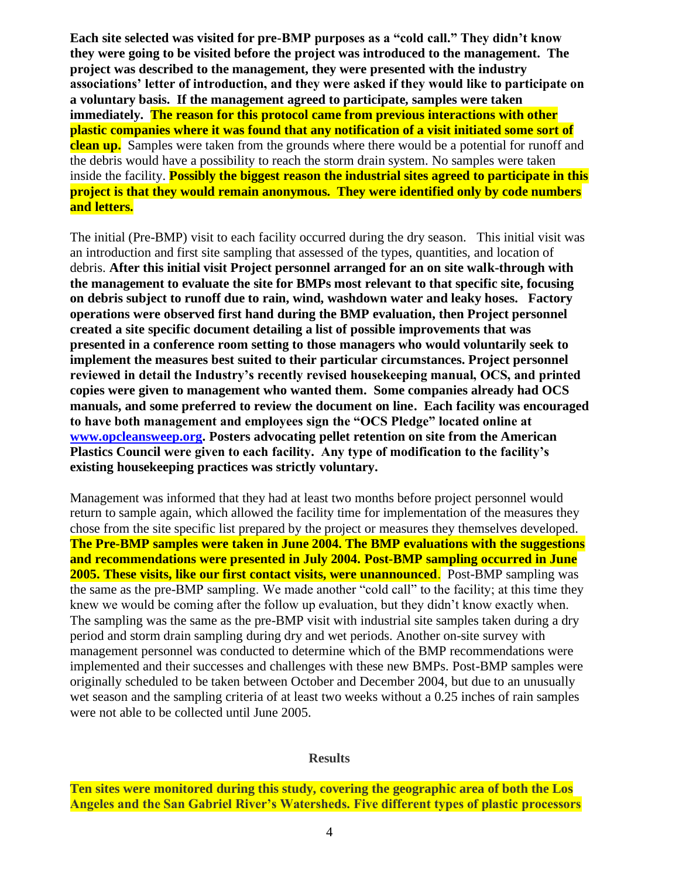**Each site selected was visited for pre-BMP purposes as a "cold call." They didn't know they were going to be visited before the project was introduced to the management. The project was described to the management, they were presented with the industry associations' letter of introduction, and they were asked if they would like to participate on a voluntary basis. If the management agreed to participate, samples were taken immediately. The reason for this protocol came from previous interactions with other plastic companies where it was found that any notification of a visit initiated some sort of clean up.** Samples were taken from the grounds where there would be a potential for runoff and the debris would have a possibility to reach the storm drain system. No samples were taken inside the facility. **Possibly the biggest reason the industrial sites agreed to participate in this project is that they would remain anonymous. They were identified only by code numbers and letters.**

The initial (Pre-BMP) visit to each facility occurred during the dry season. This initial visit was an introduction and first site sampling that assessed of the types, quantities, and location of debris. **After this initial visit Project personnel arranged for an on site walk-through with the management to evaluate the site for BMPs most relevant to that specific site, focusing on debris subject to runoff due to rain, wind, washdown water and leaky hoses. Factory operations were observed first hand during the BMP evaluation, then Project personnel created a site specific document detailing a list of possible improvements that was presented in a conference room setting to those managers who would voluntarily seek to implement the measures best suited to their particular circumstances. Project personnel reviewed in detail the Industry's recently revised housekeeping manual, OCS, and printed copies were given to management who wanted them. Some companies already had OCS manuals, and some preferred to review the document on line. Each facility was encouraged to have both management and employees sign the "OCS Pledge" located online at [www.opcleansweep.org](www.opcleansweep.org). Posters advocating pellet retention on site from the American Plastics Council were given to each facility. Any type of modification to the facility's existing housekeeping practices was strictly voluntary.**

Management was informed that they had at least two months before project personnel would return to sample again, which allowed the facility time for implementation of the measures they chose from the site specific list prepared by the project or measures they themselves developed. **The Pre-BMP samples were taken in June 2004. The BMP evaluations with the suggestions and recommendations were presented in July 2004. Post-BMP sampling occurred in June 2005. These visits, like our first contact visits, were unannounced**. Post-BMP sampling was the same as the pre-BMP sampling. We made another "cold call" to the facility; at this time they knew we would be coming after the follow up evaluation, but they didn't know exactly when. The sampling was the same as the pre-BMP visit with industrial site samples taken during a dry period and storm drain sampling during dry and wet periods. Another on-site survey with management personnel was conducted to determine which of the BMP recommendations were implemented and their successes and challenges with these new BMPs. Post-BMP samples were originally scheduled to be taken between October and December 2004, but due to an unusually wet season and the sampling criteria of at least two weeks without a 0.25 inches of rain samples were not able to be collected until June 2005.

## Results

**Ten sites were monitored during this study, covering the geographic area of both the Los Angeles and the San Gabriel River's Watersheds. Five different types of plastic processors**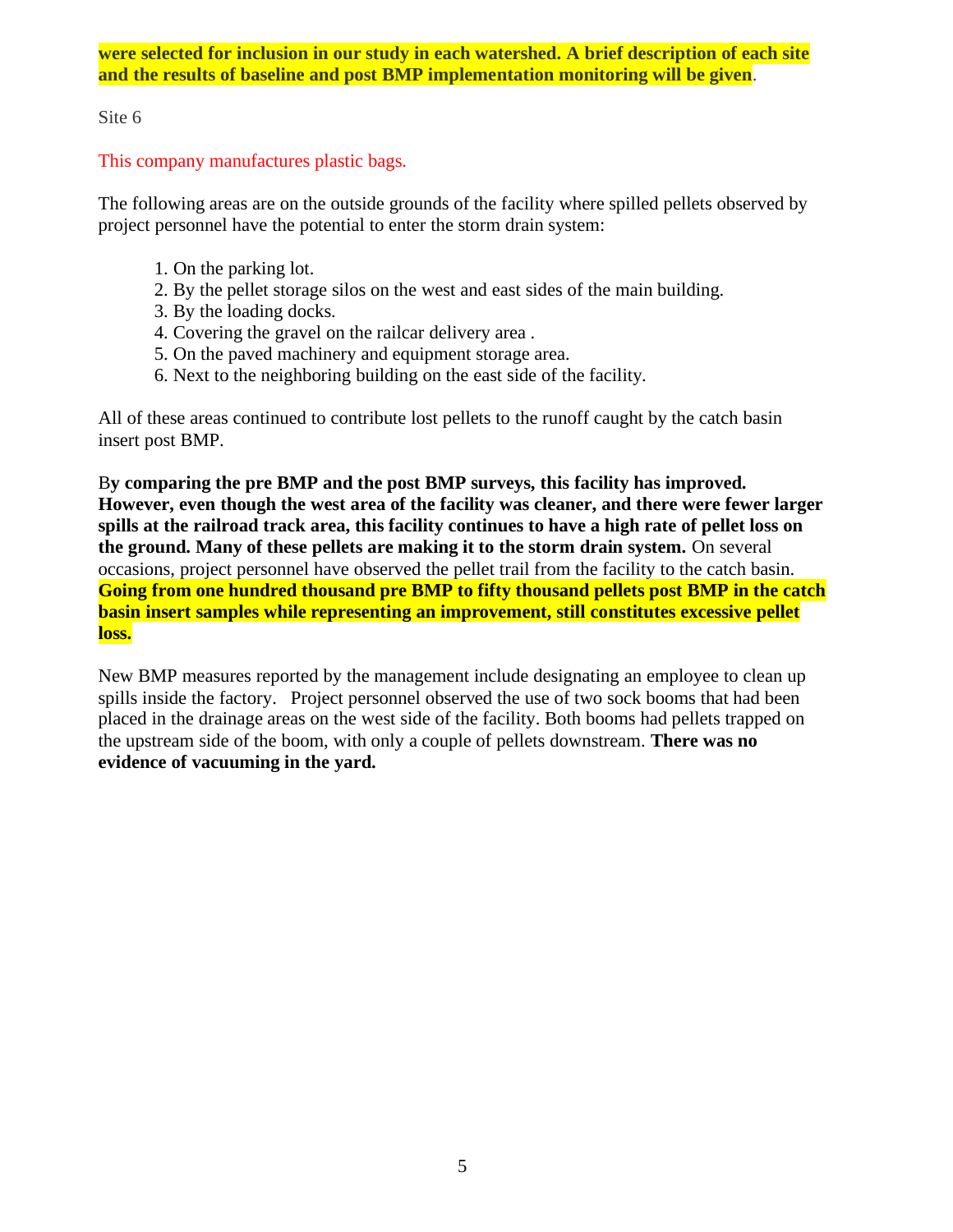**were selected for inclusion in our study in each watershed. A brief description of each site and the results of baseline and post BMP implementation monitoring will be given**.

Site 6

This company manufactures plastic bags.

The following areas are on the outside grounds of the facility where spilled pellets observed by project personnel have the potential to enter the storm drain system:

1. On the parking lot.
2. By the pellet storage silos on the west and east sides of the main building.
3. By the loading docks.
4. Covering the gravel on the railcar delivery area .
5. On the paved machinery and equipment storage area.
6. Next to the neighboring building on the east side of the facility.

All of these areas continued to contribute lost pellets to the runoff caught by the catch basin insert post BMP.

B**y comparing the pre BMP and the post BMP surveys, this facility has improved. However, even though the west area of the facility was cleaner, and there were fewer larger spills at the railroad track area, this facility continues to have a high rate of pellet loss on the ground. Many of these pellets are making it to the storm drain system.** On several occasions, project personnel have observed the pellet trail from the facility to the catch basin. **Going from one hundred thousand pre BMP to fifty thousand pellets post BMP in the catch basin insert samples while representing an improvement, still constitutes excessive pellet loss.**

New BMP measures reported by the management include designating an employee to clean up spills inside the factory. Project personnel observed the use of two sock booms that had been placed in the drainage areas on the west side of the facility. Both booms had pellets trapped on the upstream side of the boom, with only a couple of pellets downstream. **There was no evidence of vacuuming in the yard.**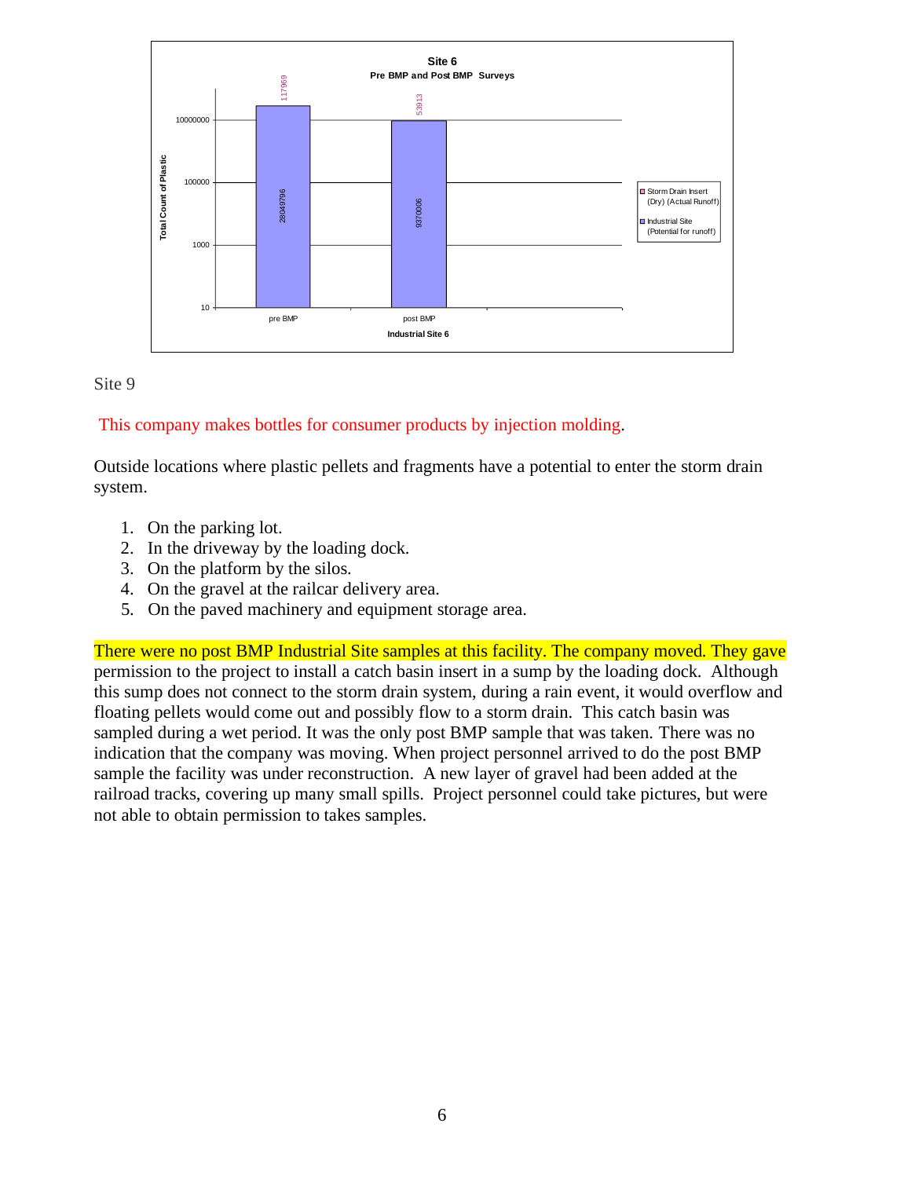**Site 6**

**Pre BMP and Post BMP Surveys**

| Industrial Site 6 | Storm Drain Insert (Dry) (Actual Runoff) | Industrial Site (Potential for runoff) |
|---|---|---|
| pre BMP | 117969 | 28049796 |
| post BMP | 53913 | 9370006 |

Site 9

This company makes bottles for consumer products by injection molding.

Outside locations where plastic pellets and fragments have a potential to enter the storm drain system.

1. On the parking lot.
2. In the driveway by the loading dock.
3. On the platform by the silos.
4. On the gravel at the railcar delivery area.
5. On the paved machinery and equipment storage area.

There were no post BMP Industrial Site samples at this facility. The company moved. They gave permission to the project to install a catch basin insert in a sump by the loading dock. Although this sump does not connect to the storm drain system, during a rain event, it would overflow and floating pellets would come out and possibly flow to a storm drain. This catch basin was sampled during a wet period. It was the only post BMP sample that was taken. There was no indication that the company was moving. When project personnel arrived to do the post BMP sample the facility was under reconstruction. A new layer of gravel had been added at the railroad tracks, covering up many small spills. Project personnel could take pictures, but were not able to obtain permission to takes samples.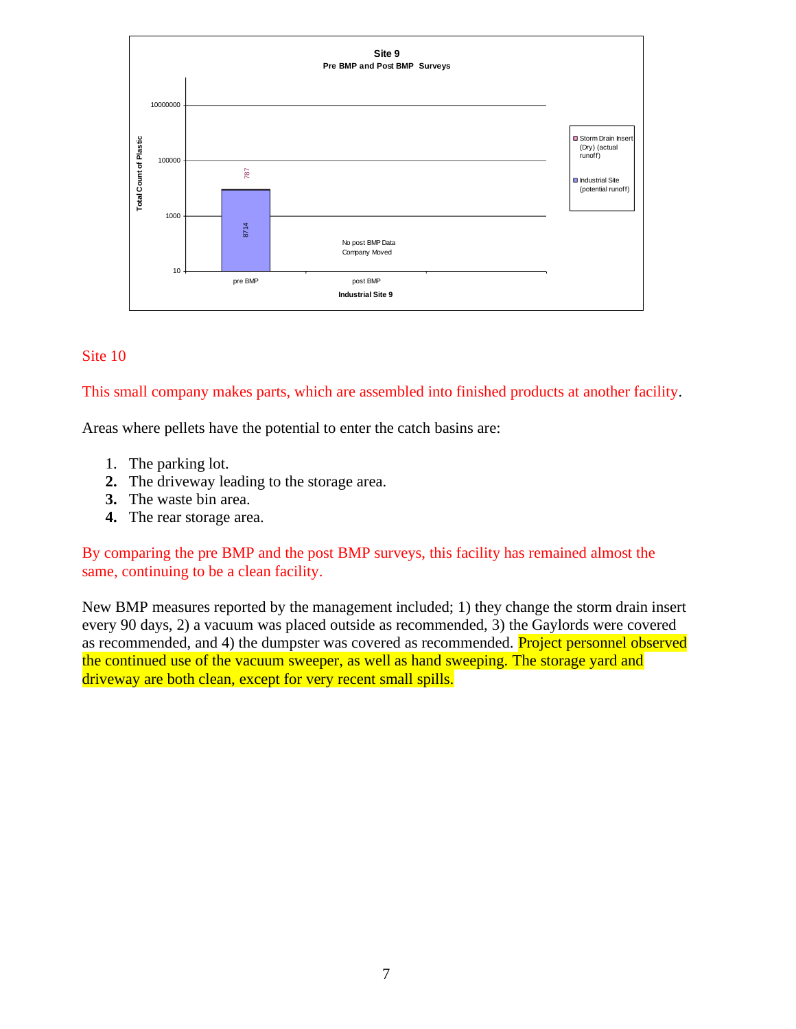Site 9
Pre BMP and Post BMP Surveys

Total Count of Plastic

10000000
100000
1000
10

787

8714

No post BMP Data
Company Moved

pre BMP    post BMP

Industrial Site 9

Storm Drain Insert (Dry) (actual runoff)
Industrial Site (potential runoff)

Site 10

This small company makes parts, which are assembled into finished products at another facility.

Areas where pellets have the potential to enter the catch basins are:

1. The parking lot.
2. The driveway leading to the storage area.
3. The waste bin area.
4. The rear storage area.

By comparing the pre BMP and the post BMP surveys, this facility has remained almost the same, continuing to be a clean facility.

New BMP measures reported by the management included; 1) they change the storm drain insert every 90 days, 2) a vacuum was placed outside as recommended, 3) the Gaylords were covered as recommended, and 4) the dumpster was covered as recommended. Project personnel observed the continued use of the vacuum sweeper, as well as hand sweeping. The storage yard and driveway are both clean, except for very recent small spills.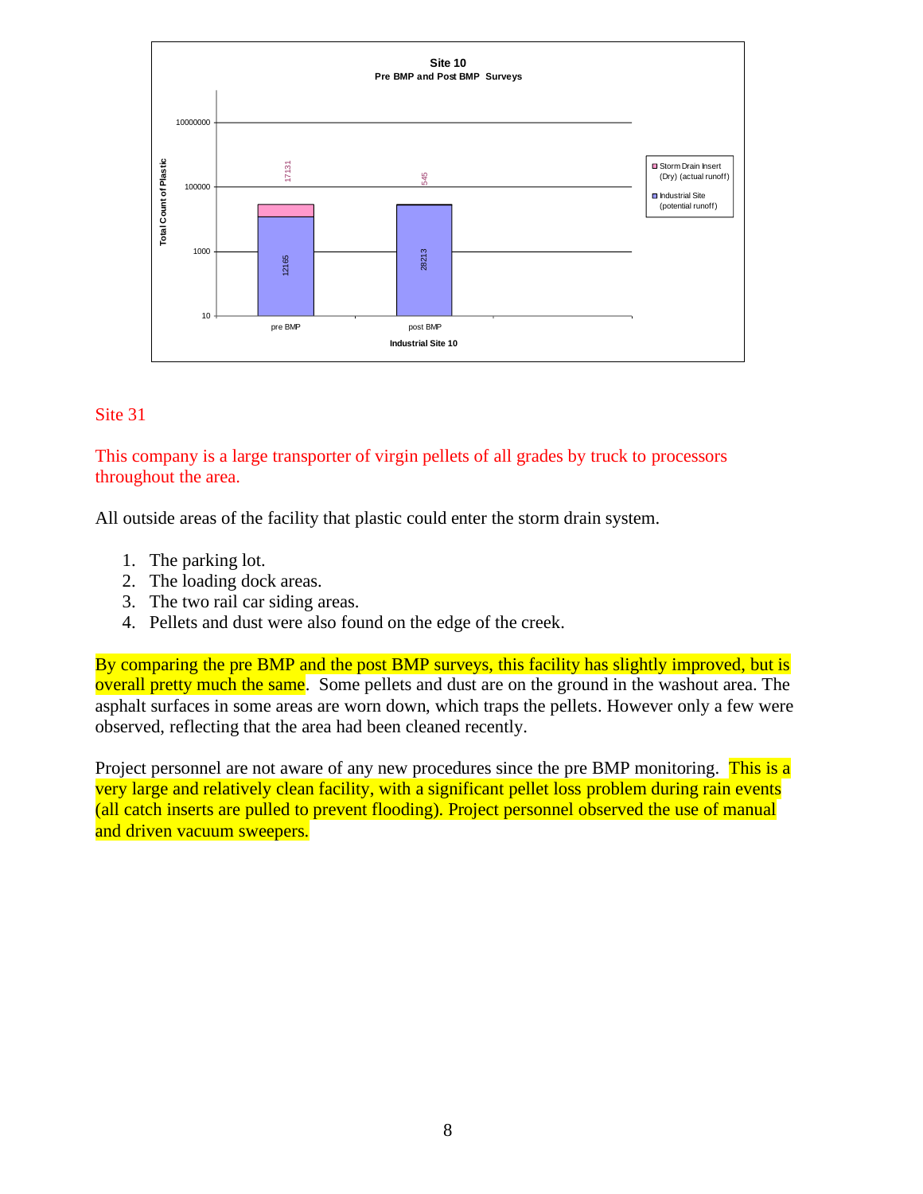Site 10
Pre BMP and Post BMP Surveys

| Industrial Site 10 | Industrial Site (potential runoff) | Storm Drain Insert (Dry) (actual runoff) |
|---|---|---|
| pre BMP | 12165 | 17131 |
| post BMP | 28213 | 545 |

## Site 31

This company is a large transporter of virgin pellets of all grades by truck to processors throughout the area.

All outside areas of the facility that plastic could enter the storm drain system.

1. The parking lot.
2. The loading dock areas.
3. The two rail car siding areas.
4. Pellets and dust were also found on the edge of the creek.

By comparing the pre BMP and the post BMP surveys, this facility has slightly improved, but is overall pretty much the same. Some pellets and dust are on the ground in the washout area. The asphalt surfaces in some areas are worn down, which traps the pellets. However only a few were observed, reflecting that the area had been cleaned recently.

Project personnel are not aware of any new procedures since the pre BMP monitoring. This is a very large and relatively clean facility, with a significant pellet loss problem during rain events (all catch inserts are pulled to prevent flooding). Project personnel observed the use of manual and driven vacuum sweepers.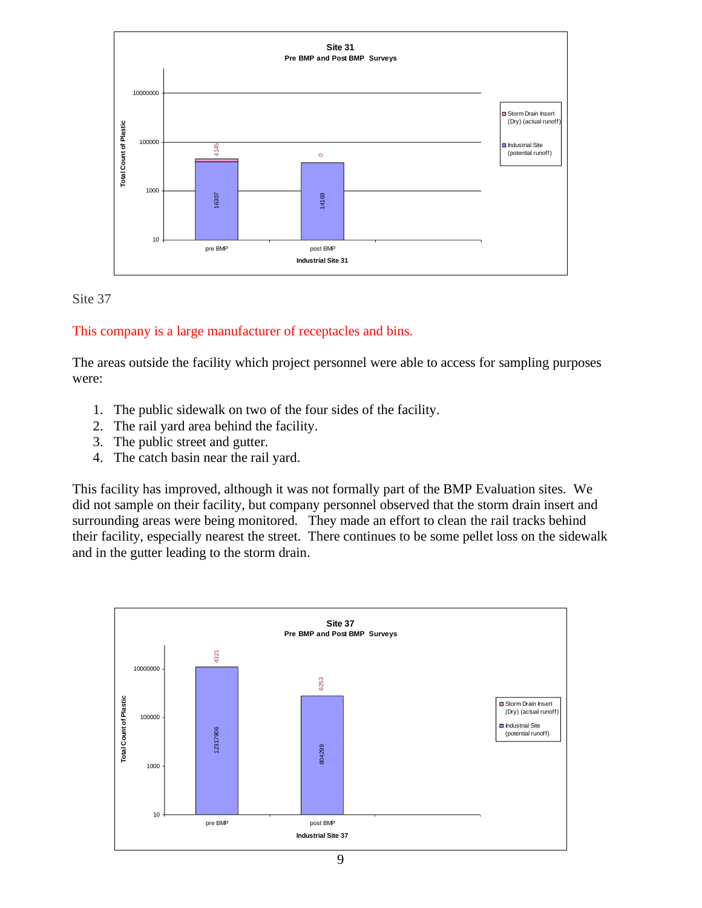**Site 31**
**Pre BMP and Post BMP Surveys**

| Industrial Site 31 | Industrial Site (potential runoff) | Storm Drain Insert (Dry) (actual runoff) |
|---|---|---|
| pre BMP | 16307 | 4145 |
| post BMP | 14169 | 0 |

Site 37

This company is a large manufacturer of receptacles and bins.

The areas outside the facility which project personnel were able to access for sampling purposes were:

1. The public sidewalk on two of the four sides of the facility.
2. The rail yard area behind the facility.
3. The public street and gutter.
4. The catch basin near the rail yard.

This facility has improved, although it was not formally part of the BMP Evaluation sites. We did not sample on their facility, but company personnel observed that the storm drain insert and surrounding areas were being monitored. They made an effort to clean the rail tracks behind their facility, especially nearest the street. There continues to be some pellet loss on the sidewalk and in the gutter leading to the storm drain.

**Site 37**
**Pre BMP and Post BMP Surveys**

| Industrial Site 37 | Industrial Site (potential runoff) | Storm Drain Insert (Dry) (actual runoff) |
|---|---|---|
| pre BMP | 12317906 | 4321 |
| post BMP | 804299 | 6253 |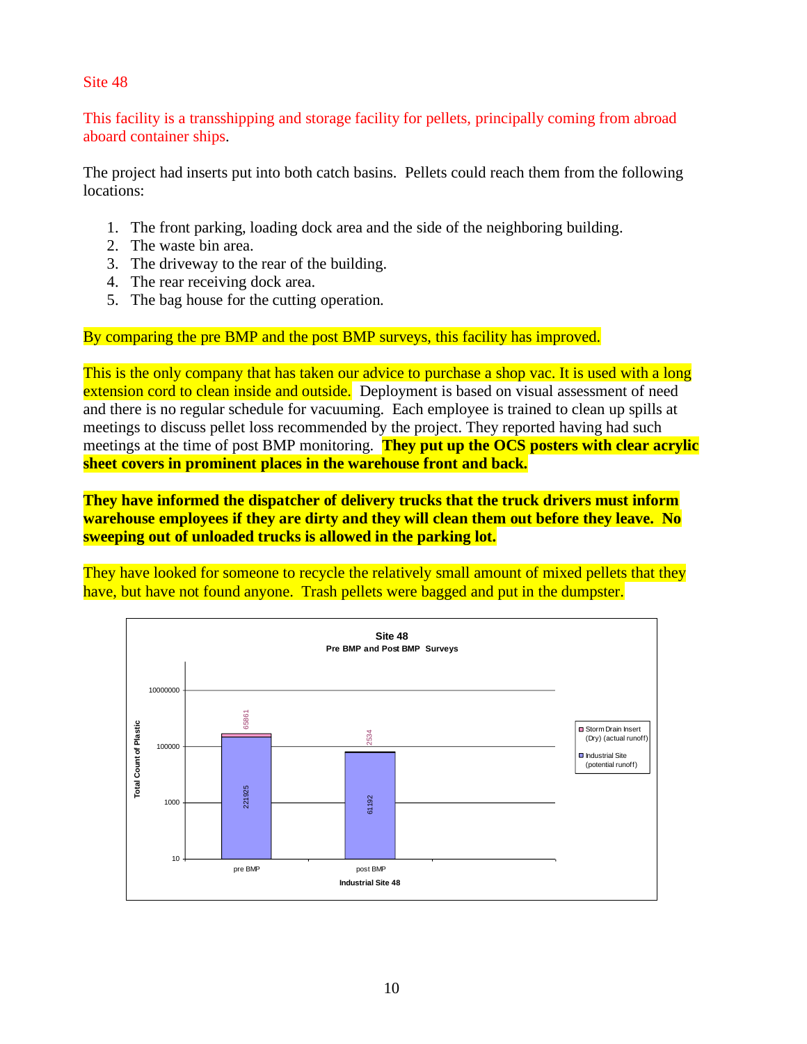Site 48

This facility is a transshipping and storage facility for pellets, principally coming from abroad aboard container ships.

The project had inserts put into both catch basins. Pellets could reach them from the following locations:

1. The front parking, loading dock area and the side of the neighboring building.
2. The waste bin area.
3. The driveway to the rear of the building.
4. The rear receiving dock area.
5. The bag house for the cutting operation.

By comparing the pre BMP and the post BMP surveys, this facility has improved.

This is the only company that has taken our advice to purchase a shop vac. It is used with a long extension cord to clean inside and outside. Deployment is based on visual assessment of need and there is no regular schedule for vacuuming. Each employee is trained to clean up spills at meetings to discuss pellet loss recommended by the project. They reported having had such meetings at the time of post BMP monitoring. **They put up the OCS posters with clear acrylic sheet covers in prominent places in the warehouse front and back.**

**They have informed the dispatcher of delivery trucks that the truck drivers must inform warehouse employees if they are dirty and they will clean them out before they leave. No sweeping out of unloaded trucks is allowed in the parking lot.**

They have looked for someone to recycle the relatively small amount of mixed pellets that they have, but have not found anyone. Trash pellets were bagged and put in the dumpster.

**Site 48**
**Pre BMP and Post BMP Surveys**

| Industrial Site 48 | Industrial Site (potential runoff) | Storm Drain Insert (Dry) (actual runoff) |
|---|---|---|
| pre BMP | 221925 | 65861 |
| post BMP | 61192 | 2534 |

Y-axis: Total Count of Plastic (log scale, 10 to 10000000)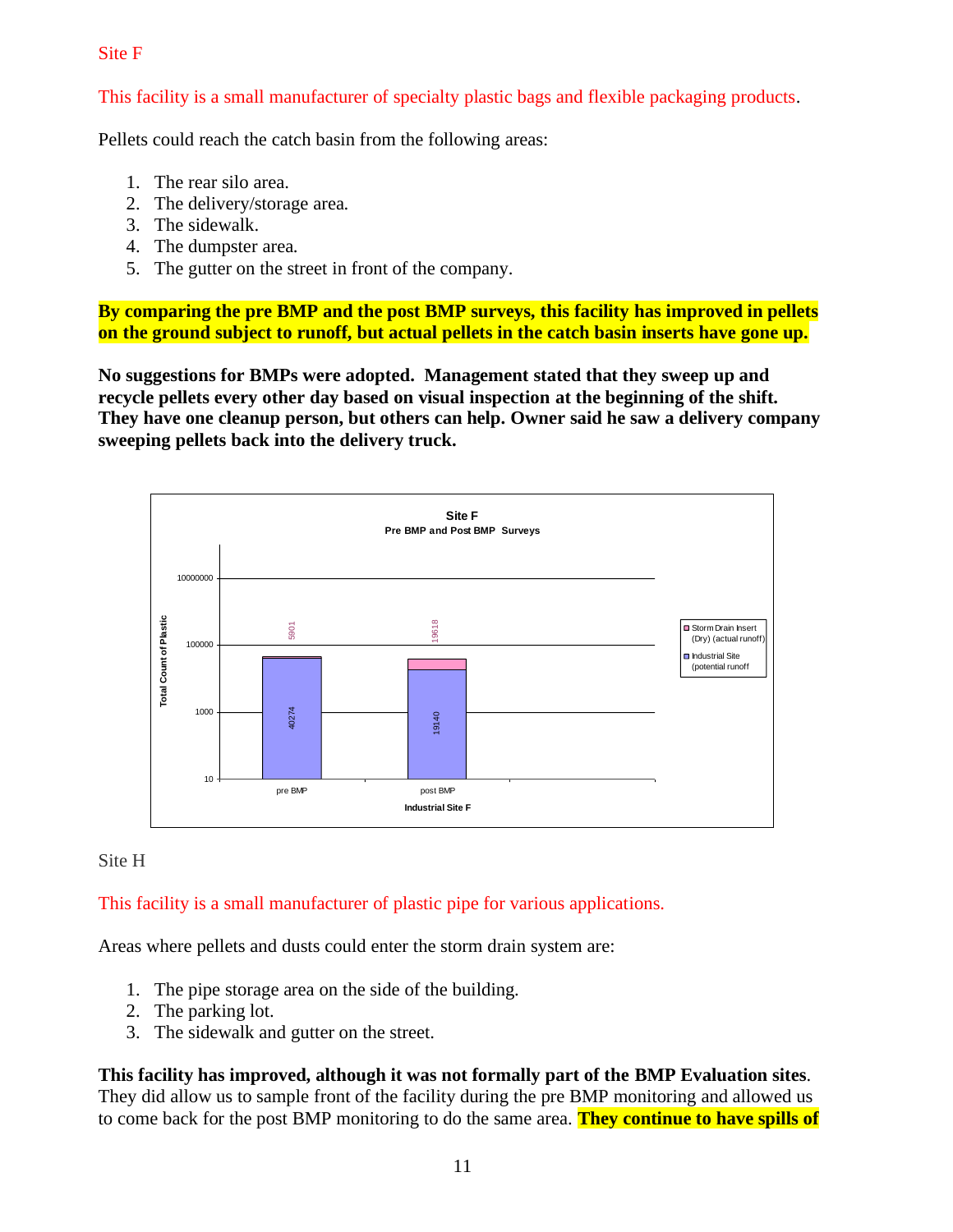Site F

This facility is a small manufacturer of specialty plastic bags and flexible packaging products.

Pellets could reach the catch basin from the following areas:

1. The rear silo area.
2. The delivery/storage area.
3. The sidewalk.
4. The dumpster area.
5. The gutter on the street in front of the company.

**By comparing the pre BMP and the post BMP surveys, this facility has improved in pellets on the ground subject to runoff, but actual pellets in the catch basin inserts have gone up.**

**No suggestions for BMPs were adopted. Management stated that they sweep up and recycle pellets every other day based on visual inspection at the beginning of the shift. They have one cleanup person, but others can help. Owner said he saw a delivery company sweeping pellets back into the delivery truck.**

**Site F**
**Pre BMP and Post BMP Surveys**

| Industrial Site F | Industrial Site (potential runoff) | Storm Drain Insert (Dry) (actual runoff) |
|---|---|---|
| pre BMP | 40274 | 5901 |
| post BMP | 19140 | 19618 |

Y-axis: Total Count of Plastic (log scale, 10 to 10000000)

Site H

This facility is a small manufacturer of plastic pipe for various applications.

Areas where pellets and dusts could enter the storm drain system are:

1. The pipe storage area on the side of the building.
2. The parking lot.
3. The sidewalk and gutter on the street.

**This facility has improved, although it was not formally part of the BMP Evaluation sites**. They did allow us to sample front of the facility during the pre BMP monitoring and allowed us to come back for the post BMP monitoring to do the same area. **They continue to have spills of**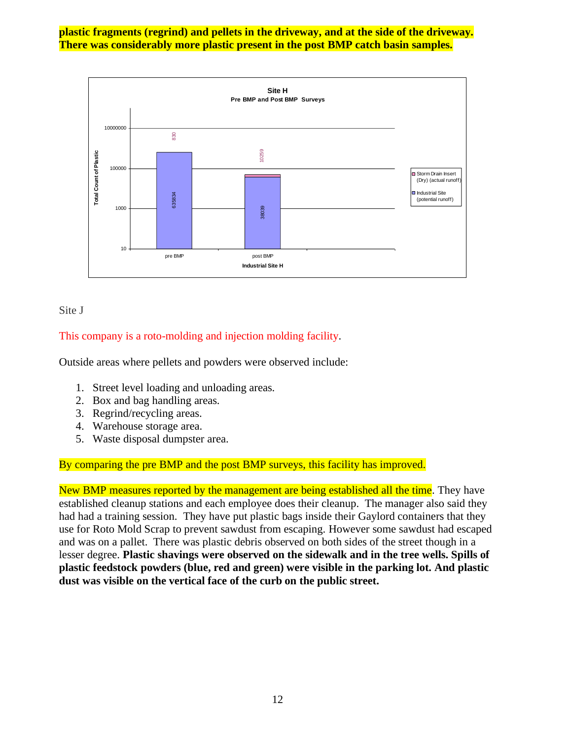**plastic fragments (regrind) and pellets in the driveway, and at the side of the driveway. There was considerably more plastic present in the post BMP catch basin samples.**

**Site H**
**Pre BMP and Post BMP Surveys**

| Industrial Site H | Industrial Site (potential runoff) | Storm Drain Insert (Dry) (actual runoff) |
| --- | --- | --- |
| pre BMP | 635834 | 830 |
| post BMP | 38039 | 10259 |

Total Count of Plastic

Site J

This company is a roto-molding and injection molding facility.

Outside areas where pellets and powders were observed include:

1. Street level loading and unloading areas.
2. Box and bag handling areas.
3. Regrind/recycling areas.
4. Warehouse storage area.
5. Waste disposal dumpster area.

By comparing the pre BMP and the post BMP surveys, this facility has improved.

New BMP measures reported by the management are being established all the time. They have established cleanup stations and each employee does their cleanup. The manager also said they had had a training session. They have put plastic bags inside their Gaylord containers that they use for Roto Mold Scrap to prevent sawdust from escaping. However some sawdust had escaped and was on a pallet. There was plastic debris observed on both sides of the street though in a lesser degree. **Plastic shavings were observed on the sidewalk and in the tree wells. Spills of plastic feedstock powders (blue, red and green) were visible in the parking lot. And plastic dust was visible on the vertical face of the curb on the public street.**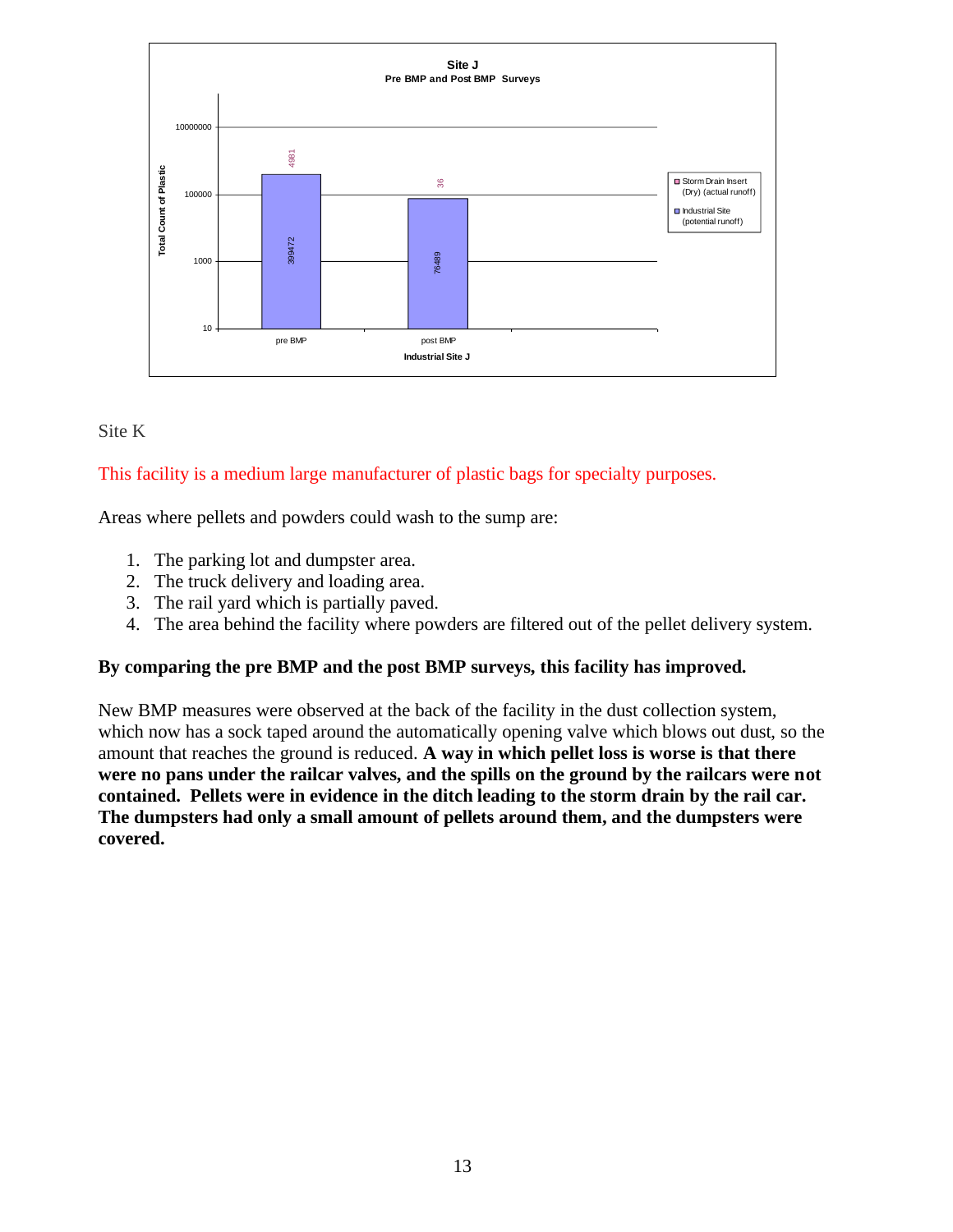Site J
Pre BMP and Post BMP Surveys

| Industrial Site J | Storm Drain Insert (Dry) (actual runoff) | Industrial Site (potential runoff) |
|---|---|---|
| pre BMP | 4981 | 399472 |
| post BMP | 36 | 76489 |

Site K

This facility is a medium large manufacturer of plastic bags for specialty purposes.

Areas where pellets and powders could wash to the sump are:

1. The parking lot and dumpster area.
2. The truck delivery and loading area.
3. The rail yard which is partially paved.
4. The area behind the facility where powders are filtered out of the pellet delivery system.

**By comparing the pre BMP and the post BMP surveys, this facility has improved.**

New BMP measures were observed at the back of the facility in the dust collection system, which now has a sock taped around the automatically opening valve which blows out dust, so the amount that reaches the ground is reduced. **A way in which pellet loss is worse is that there were no pans under the railcar valves, and the spills on the ground by the railcars were not contained. Pellets were in evidence in the ditch leading to the storm drain by the rail car. The dumpsters had only a small amount of pellets around them, and the dumpsters were covered.**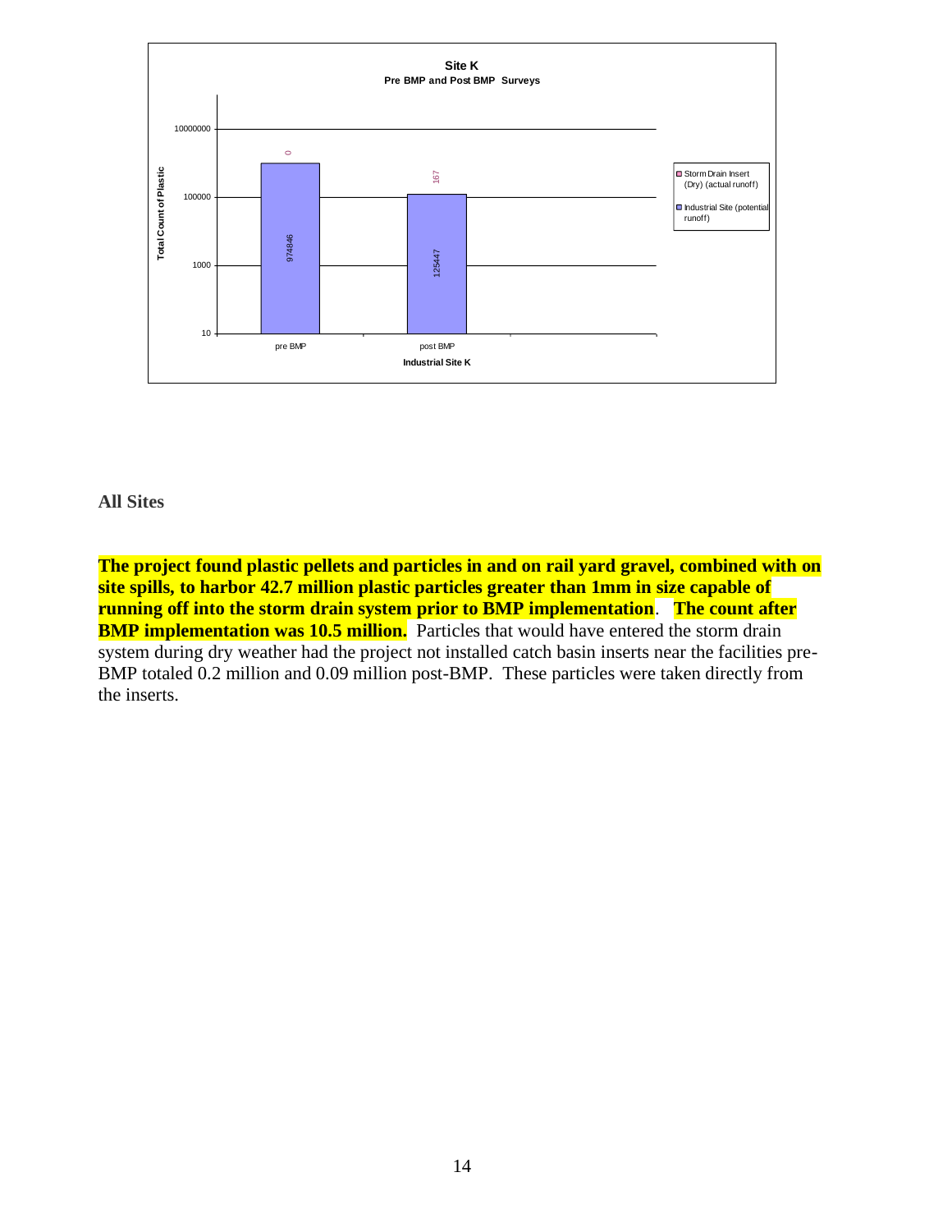**Site K**
**Pre BMP and Post BMP Surveys**

| Industrial Site K | Storm Drain Insert (Dry) (actual runoff) | Industrial Site (potential runoff) |
|---|---|---|
| pre BMP | 0 | 974846 |
| post BMP | 167 | 125447 |

Total Count of Plastic

## All Sites

**The project found plastic pellets and particles in and on rail yard gravel, combined with on site spills, to harbor 42.7 million plastic particles greater than 1mm in size capable of running off into the storm drain system prior to BMP implementation**. **The count after BMP implementation was 10.5 million.** Particles that would have entered the storm drain system during dry weather had the project not installed catch basin inserts near the facilities pre-BMP totaled 0.2 million and 0.09 million post-BMP. These particles were taken directly from the inserts.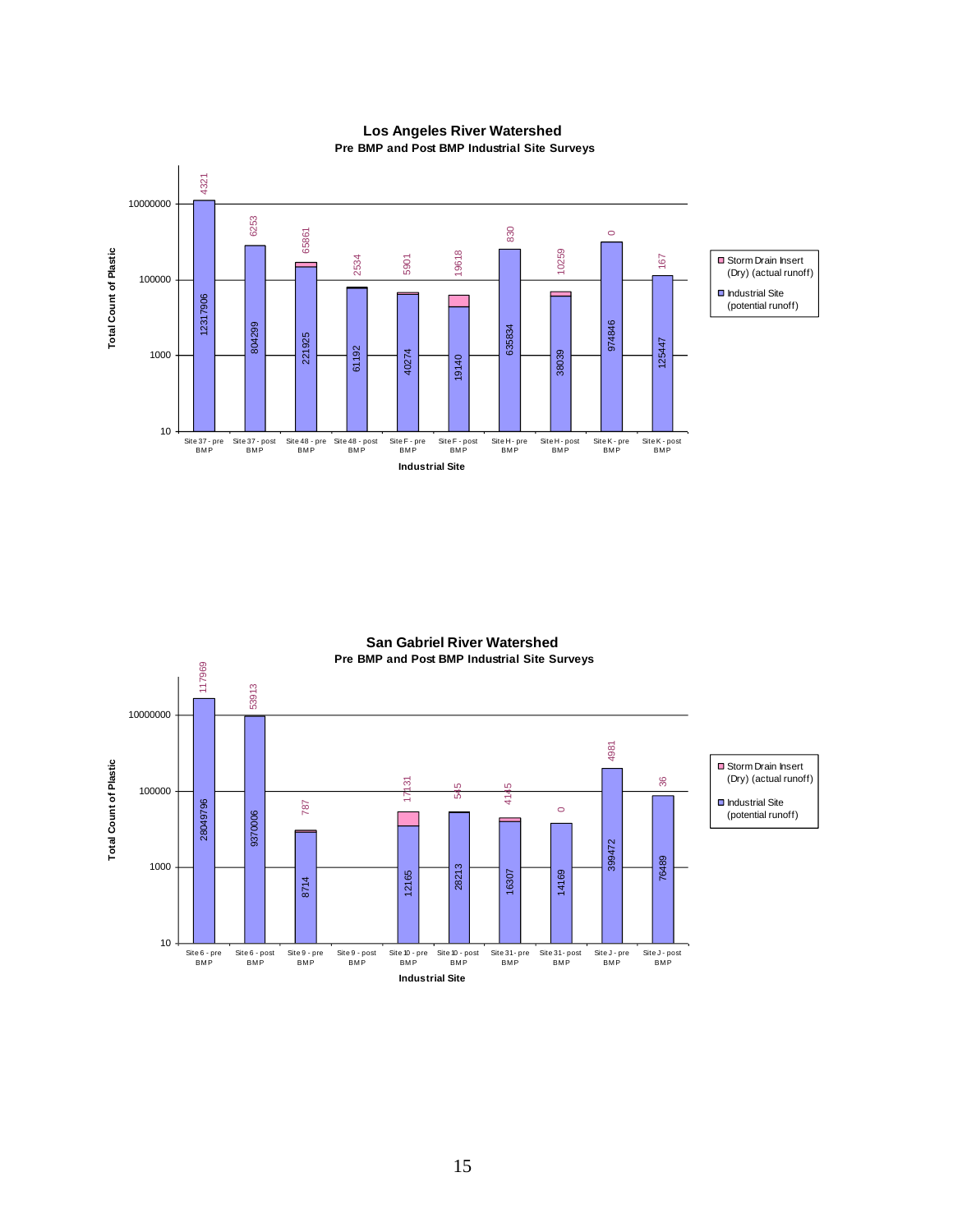**Los Angeles River Watershed**

**Pre BMP and Post BMP Industrial Site Surveys**

| Industrial Site | Industrial Site (potential runoff) | Storm Drain Insert (Dry) (actual runoff) |
|---|---|---|
| Site 37 - pre BMP | 12317906 | 4321 |
| Site 37 - post BMP | 804299 | 6253 |
| Site 48 - pre BMP | 221925 | 65861 |
| Site 48 - post BMP | 61192 | 2534 |
| Site F - pre BMP | 40274 | 5901 |
| Site F - post BMP | 19140 | 19618 |
| Site H - pre BMP | 635834 | 830 |
| Site H - post BMP | 38039 | 10259 |
| Site K - pre BMP | 974846 | 0 |
| Site K - post BMP | 125447 | 167 |

Y-axis: Total Count of Plastic (log scale, 10 to 10000000). X-axis: Industrial Site.

**San Gabriel River Watershed**

**Pre BMP and Post BMP Industrial Site Surveys**

| Industrial Site | Industrial Site (potential runoff) | Storm Drain Insert (Dry) (actual runoff) |
|---|---|---|
| Site 6 - pre BMP | 28049796 | 117969 |
| Site 6 - post BMP | 9370006 | 53913 |
| Site 9 - pre BMP | 8714 | 787 |
| Site 9 - post BMP | | |
| Site 10 - pre BMP | 12165 | 17131 |
| Site 10 - post BMP | 28213 | 545 |
| Site 31 - pre BMP | 16307 | 4145 |
| Site 31 - post BMP | 14169 | 0 |
| Site J - pre BMP | 399472 | 4981 |
| Site J - post BMP | 76489 | 36 |

Y-axis: Total Count of Plastic (log scale, 10 to 10000000). X-axis: Industrial Site.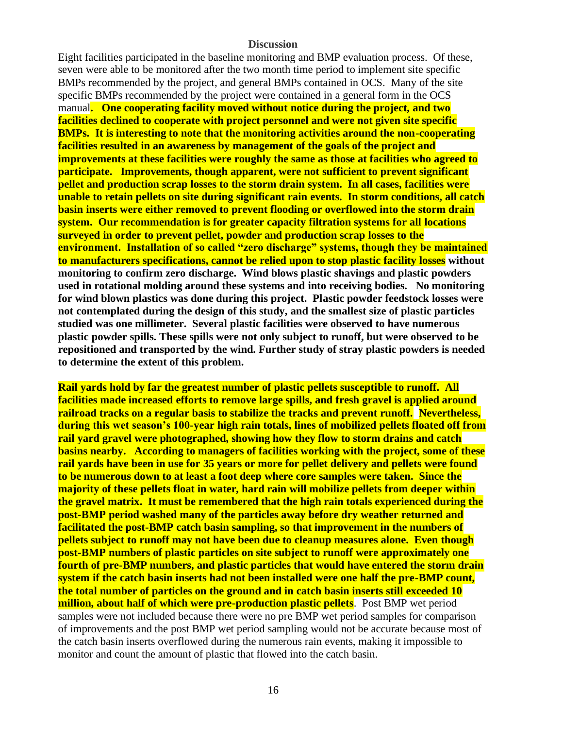## Discussion

Eight facilities participated in the baseline monitoring and BMP evaluation process. Of these, seven were able to be monitored after the two month time period to implement site specific BMPs recommended by the project, and general BMPs contained in OCS. Many of the site specific BMPs recommended by the project were contained in a general form in the OCS manual**. One cooperating facility moved without notice during the project, and two facilities declined to cooperate with project personnel and were not given site specific BMPs. It is interesting to note that the monitoring activities around the non-cooperating facilities resulted in an awareness by management of the goals of the project and improvements at these facilities were roughly the same as those at facilities who agreed to participate. Improvements, though apparent, were not sufficient to prevent significant pellet and production scrap losses to the storm drain system. In all cases, facilities were unable to retain pellets on site during significant rain events. In storm conditions, all catch basin inserts were either removed to prevent flooding or overflowed into the storm drain system. Our recommendation is for greater capacity filtration systems for all locations surveyed in order to prevent pellet, powder and production scrap losses to the environment. Installation of so called "zero discharge" systems, though they be maintained to manufacturers specifications, cannot be relied upon to stop plastic facility losses without monitoring to confirm zero discharge. Wind blows plastic shavings and plastic powders used in rotational molding around these systems and into receiving bodies. No monitoring for wind blown plastics was done during this project. Plastic powder feedstock losses were not contemplated during the design of this study, and the smallest size of plastic particles studied was one millimeter. Several plastic facilities were observed to have numerous plastic powder spills. These spills were not only subject to runoff, but were observed to be repositioned and transported by the wind. Further study of stray plastic powders is needed to determine the extent of this problem.**

**Rail yards hold by far the greatest number of plastic pellets susceptible to runoff. All facilities made increased efforts to remove large spills, and fresh gravel is applied around railroad tracks on a regular basis to stabilize the tracks and prevent runoff. Nevertheless, during this wet season's 100-year high rain totals, lines of mobilized pellets floated off from rail yard gravel were photographed, showing how they flow to storm drains and catch basins nearby. According to managers of facilities working with the project, some of these rail yards have been in use for 35 years or more for pellet delivery and pellets were found to be numerous down to at least a foot deep where core samples were taken. Since the majority of these pellets float in water, hard rain will mobilize pellets from deeper within the gravel matrix. It must be remembered that the high rain totals experienced during the post-BMP period washed many of the particles away before dry weather returned and facilitated the post-BMP catch basin sampling, so that improvement in the numbers of pellets subject to runoff may not have been due to cleanup measures alone. Even though post-BMP numbers of plastic particles on site subject to runoff were approximately one fourth of pre-BMP numbers, and plastic particles that would have entered the storm drain system if the catch basin inserts had not been installed were one half the pre-BMP count, the total number of particles on the ground and in catch basin inserts still exceeded 10 million, about half of which were pre-production plastic pellets**. Post BMP wet period samples were not included because there were no pre BMP wet period samples for comparison of improvements and the post BMP wet period sampling would not be accurate because most of the catch basin inserts overflowed during the numerous rain events, making it impossible to monitor and count the amount of plastic that flowed into the catch basin.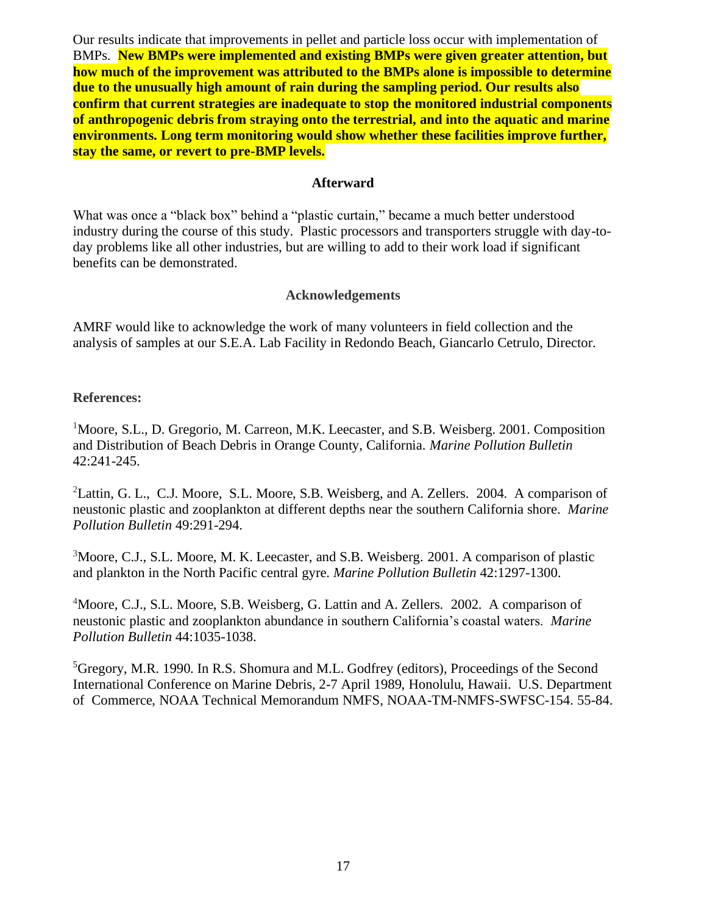Our results indicate that improvements in pellet and particle loss occur with implementation of BMPs. **New BMPs were implemented and existing BMPs were given greater attention, but how much of the improvement was attributed to the BMPs alone is impossible to determine due to the unusually high amount of rain during the sampling period. Our results also confirm that current strategies are inadequate to stop the monitored industrial components of anthropogenic debris from straying onto the terrestrial, and into the aquatic and marine environments. Long term monitoring would show whether these facilities improve further, stay the same, or revert to pre-BMP levels.**

## Afterward

What was once a "black box" behind a "plastic curtain," became a much better understood industry during the course of this study. Plastic processors and transporters struggle with day-to-day problems like all other industries, but are willing to add to their work load if significant benefits can be demonstrated.

## Acknowledgements

AMRF would like to acknowledge the work of many volunteers in field collection and the analysis of samples at our S.E.A. Lab Facility in Redondo Beach, Giancarlo Cetrulo, Director.

**References:**

[1]Moore, S.L., D. Gregorio, M. Carreon, M.K. Leecaster, and S.B. Weisberg. 2001. Composition and Distribution of Beach Debris in Orange County, California. *Marine Pollution Bulletin* 42:241-245.

[2]Lattin, G. L., C.J. Moore, S.L. Moore, S.B. Weisberg, and A. Zellers. 2004. A comparison of neustonic plastic and zooplankton at different depths near the southern California shore. *Marine Pollution Bulletin* 49:291-294.

[3]Moore, C.J., S.L. Moore, M. K. Leecaster, and S.B. Weisberg. 2001. A comparison of plastic and plankton in the North Pacific central gyre. *Marine Pollution Bulletin* 42:1297-1300.

[4]Moore, C.J., S.L. Moore, S.B. Weisberg, G. Lattin and A. Zellers. 2002. A comparison of neustonic plastic and zooplankton abundance in southern California's coastal waters. *Marine Pollution Bulletin* 44:1035-1038.

[5]Gregory, M.R. 1990. In R.S. Shomura and M.L. Godfrey (editors), Proceedings of the Second International Conference on Marine Debris, 2-7 April 1989, Honolulu, Hawaii. U.S. Department of Commerce, NOAA Technical Memorandum NMFS, NOAA-TM-NMFS-SWFSC-154. 55-84.